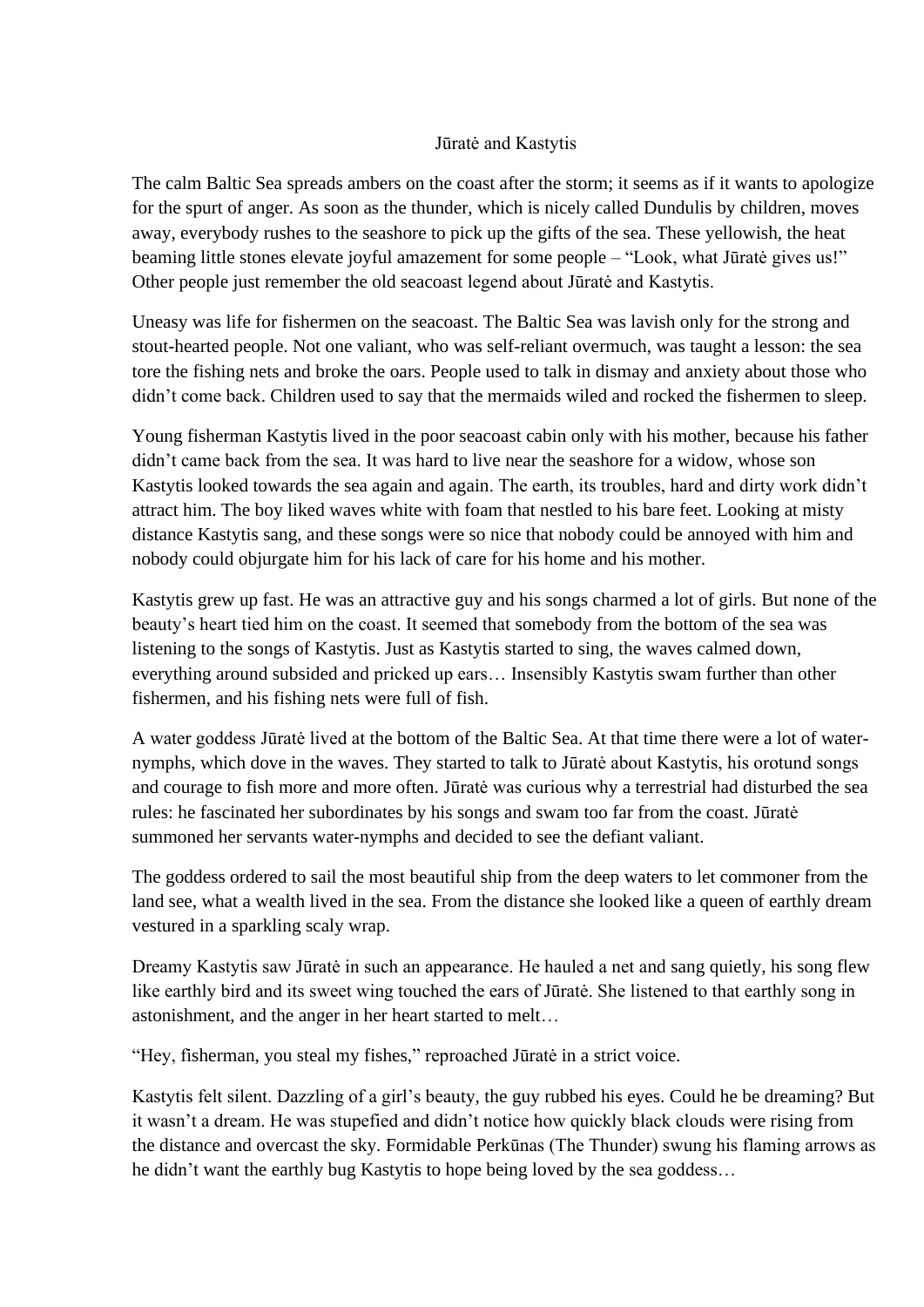# Jūratė and Kastytis

The calm Baltic Sea spreads ambers on the coast after the storm; it seems as if it wants to apologize for the spurt of anger. As soon as the thunder, which is nicely called Dundulis by children, moves away, everybody rushes to the seashore to pick up the gifts of the sea. These yellowish, the heat beaming little stones elevate joyful amazement for some people – "Look, what Jūratė gives us!" Other people just remember the old seacoast legend about Jūratė and Kastytis.

Uneasy was life for fishermen on the seacoast. The Baltic Sea was lavish only for the strong and stout-hearted people. Not one valiant, who was self-reliant overmuch, was taught a lesson: the sea tore the fishing nets and broke the oars. People used to talk in dismay and anxiety about those who didn't come back. Children used to say that the mermaids wiled and rocked the fishermen to sleep.

Young fisherman Kastytis lived in the poor seacoast cabin only with his mother, because his father didn't came back from the sea. It was hard to live near the seashore for a widow, whose son Kastytis looked towards the sea again and again. The earth, its troubles, hard and dirty work didn't attract him. The boy liked waves white with foam that nestled to his bare feet. Looking at misty distance Kastytis sang, and these songs were so nice that nobody could be annoyed with him and nobody could objurgate him for his lack of care for his home and his mother.

Kastytis grew up fast. He was an attractive guy and his songs charmed a lot of girls. But none of the beauty's heart tied him on the coast. It seemed that somebody from the bottom of the sea was listening to the songs of Kastytis. Just as Kastytis started to sing, the waves calmed down, everything around subsided and pricked up ears… Insensibly Kastytis swam further than other fishermen, and his fishing nets were full of fish.

A water goddess Jūratė lived at the bottom of the Baltic Sea. At that time there were a lot of water-nymphs, which dove in the waves. They started to talk to Jūratė about Kastytis, his orotund songs and courage to fish more and more often. Jūratė was curious why a terrestrial had disturbed the sea rules: he fascinated her subordinates by his songs and swam too far from the coast. Jūratė summoned her servants water-nymphs and decided to see the defiant valiant.

The goddess ordered to sail the most beautiful ship from the deep waters to let commoner from the land see, what a wealth lived in the sea. From the distance she looked like a queen of earthly dream vestured in a sparkling scaly wrap.

Dreamy Kastytis saw Jūratė in such an appearance. He hauled a net and sang quietly, his song flew like earthly bird and its sweet wing touched the ears of Jūratė. She listened to that earthly song in astonishment, and the anger in her heart started to melt…

"Hey, fisherman, you steal my fishes," reproached Jūratė in a strict voice.

Kastytis felt silent. Dazzling of a girl's beauty, the guy rubbed his eyes. Could he be dreaming? But it wasn't a dream. He was stupefied and didn't notice how quickly black clouds were rising from the distance and overcast the sky. Formidable Perkūnas (The Thunder) swung his flaming arrows as he didn't want the earthly bug Kastytis to hope being loved by the sea goddess…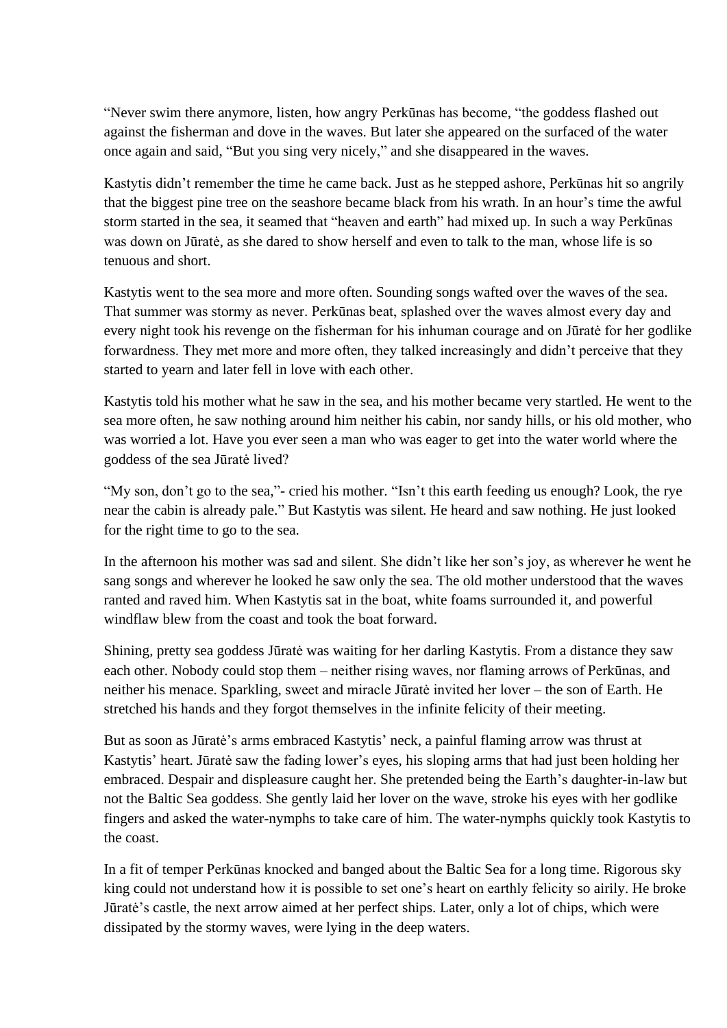"Never swim there anymore, listen, how angry Perkūnas has become, "the goddess flashed out against the fisherman and dove in the waves. But later she appeared on the surfaced of the water once again and said, "But you sing very nicely," and she disappeared in the waves.

Kastytis didn't remember the time he came back. Just as he stepped ashore, Perkūnas hit so angrily that the biggest pine tree on the seashore became black from his wrath. In an hour's time the awful storm started in the sea, it seamed that "heaven and earth" had mixed up. In such a way Perkūnas was down on Jūratė, as she dared to show herself and even to talk to the man, whose life is so tenuous and short.

Kastytis went to the sea more and more often. Sounding songs wafted over the waves of the sea. That summer was stormy as never. Perkūnas beat, splashed over the waves almost every day and every night took his revenge on the fisherman for his inhuman courage and on Jūratė for her godlike forwardness. They met more and more often, they talked increasingly and didn't perceive that they started to yearn and later fell in love with each other.

Kastytis told his mother what he saw in the sea, and his mother became very startled. He went to the sea more often, he saw nothing around him neither his cabin, nor sandy hills, or his old mother, who was worried a lot. Have you ever seen a man who was eager to get into the water world where the goddess of the sea Jūratė lived?

"My son, don't go to the sea,"- cried his mother. "Isn't this earth feeding us enough? Look, the rye near the cabin is already pale." But Kastytis was silent. He heard and saw nothing. He just looked for the right time to go to the sea.

In the afternoon his mother was sad and silent. She didn't like her son's joy, as wherever he went he sang songs and wherever he looked he saw only the sea. The old mother understood that the waves ranted and raved him. When Kastytis sat in the boat, white foams surrounded it, and powerful windflaw blew from the coast and took the boat forward.

Shining, pretty sea goddess Jūratė was waiting for her darling Kastytis. From a distance they saw each other. Nobody could stop them – neither rising waves, nor flaming arrows of Perkūnas, and neither his menace. Sparkling, sweet and miracle Jūratė invited her lover – the son of Earth. He stretched his hands and they forgot themselves in the infinite felicity of their meeting.

But as soon as Jūratė's arms embraced Kastytis' neck, a painful flaming arrow was thrust at Kastytis' heart. Jūratė saw the fading lower's eyes, his sloping arms that had just been holding her embraced. Despair and displeasure caught her. She pretended being the Earth's daughter-in-law but not the Baltic Sea goddess. She gently laid her lover on the wave, stroke his eyes with her godlike fingers and asked the water-nymphs to take care of him. The water-nymphs quickly took Kastytis to the coast.

In a fit of temper Perkūnas knocked and banged about the Baltic Sea for a long time. Rigorous sky king could not understand how it is possible to set one's heart on earthly felicity so airily. He broke Jūratė's castle, the next arrow aimed at her perfect ships. Later, only a lot of chips, which were dissipated by the stormy waves, were lying in the deep waters.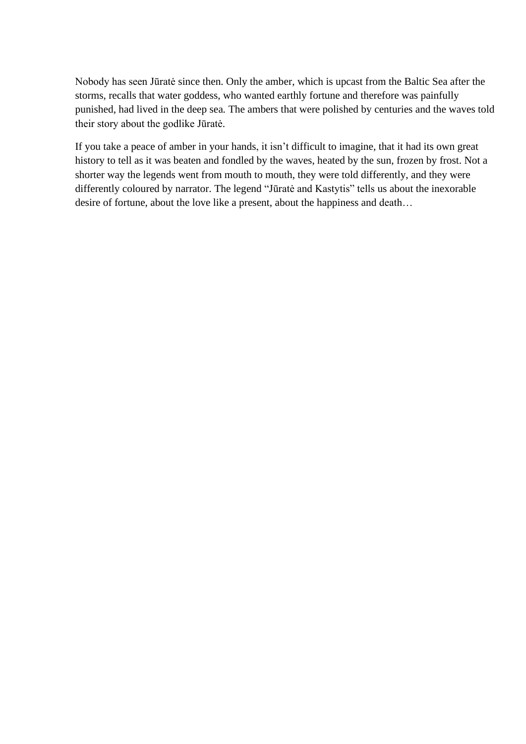Nobody has seen Jūratė since then. Only the amber, which is upcast from the Baltic Sea after the storms, recalls that water goddess, who wanted earthly fortune and therefore was painfully punished, had lived in the deep sea. The ambers that were polished by centuries and the waves told their story about the godlike Jūratė.

If you take a peace of amber in your hands, it isn't difficult to imagine, that it had its own great history to tell as it was beaten and fondled by the waves, heated by the sun, frozen by frost. Not a shorter way the legends went from mouth to mouth, they were told differently, and they were differently coloured by narrator. The legend "Jūratė and Kastytis" tells us about the inexorable desire of fortune, about the love like a present, about the happiness and death…